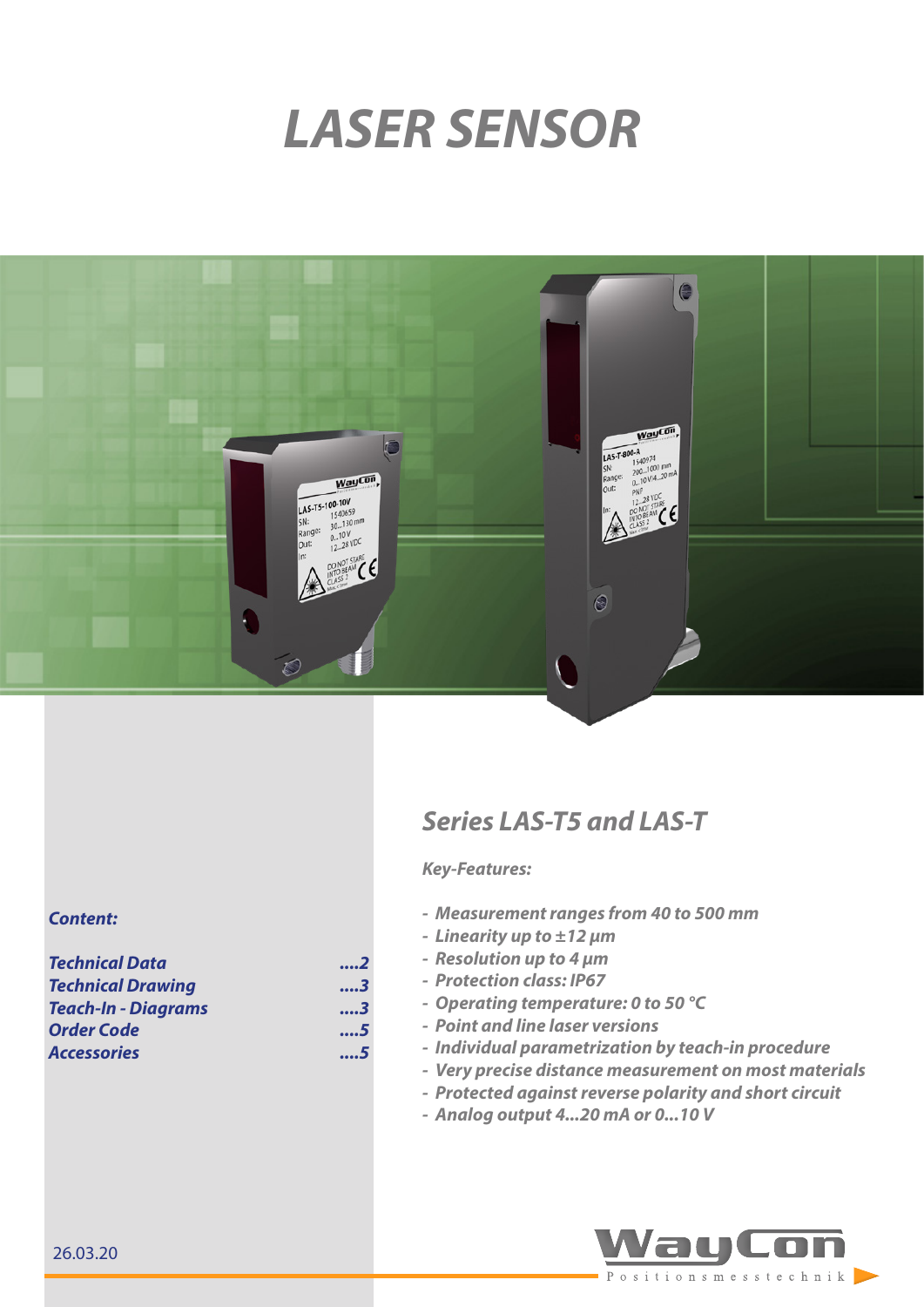# LASER SENSOR

## Series LAS-T5 and LAS-T

***Key-Features:***

- *Measurement ranges from 40 to 500 mm*
- *Linearity up to ±12 µm*
- *Resolution up to 4 µm*
- *Protection class: IP67*
- *Operating temperature: 0 to 50 °C*
- *Point and line laser versions*
- *Individual parametrization by teach-in procedure*
- *Very precise distance measurement on most materials*
- *Protected against reverse polarity and short circuit*
- *Analog output 4...20 mA or 0...10 V*

***Content:***

| | |
|---|---|
| *Technical Data* | *....2* |
| *Technical Drawing* | *....3* |
| *Teach-In - Diagrams* | *....3* |
| *Order Code* | *....5* |
| *Accessories* | *....5* |

26.03.20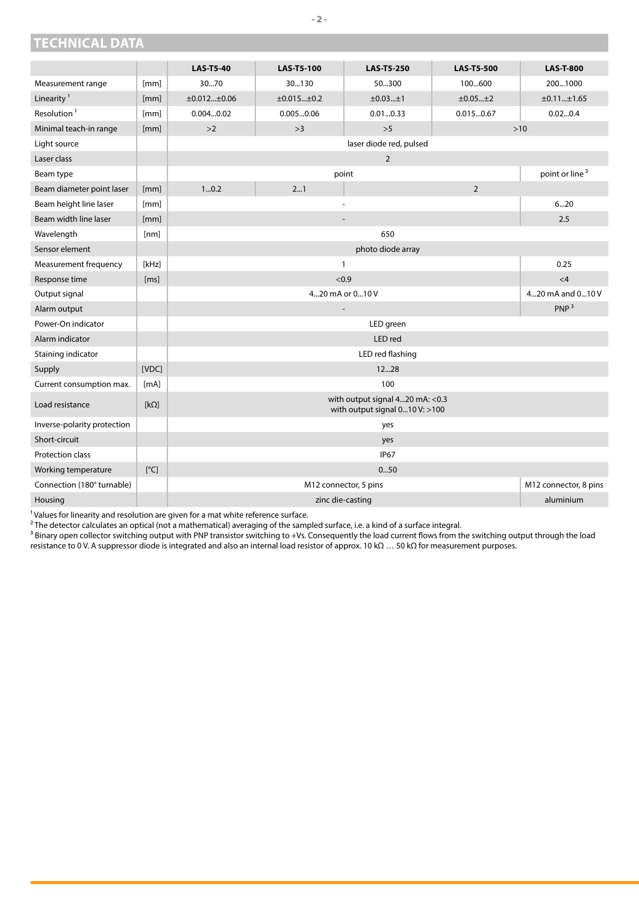# TECHNICAL DATA

| | | LAS-T5-40 | LAS-T5-100 | LAS-T5-250 | LAS-T5-500 | LAS-T-800 |
|---|---|---|---|---|---|---|
| Measurement range | [mm] | 30...70 | 30...130 | 50...300 | 100...600 | 200...1000 |
| Linearity [1] | [mm] | ±0.012...±0.06 | ±0.015...±0.2 | ±0.03...±1 | ±0.05...±2 | ±0.11...±1.65 |
| Resolution [1] | [mm] | 0.004...0.02 | 0.005...0.06 | 0.01...0.33 | 0.015...0.67 | 0.02...0.4 |
| Minimal teach-in range | [mm] | >2 | >3 | >5 | >10 | |
| Light source | | laser diode red, pulsed | | | | |
| Laser class | | 2 | | | | |
| Beam type | | point | | | | point or line [2] |
| Beam diameter point laser | [mm] | 1...0.2 | 2...1 | 2 | | |
| Beam height line laser | [mm] | - | | | | 6...20 |
| Beam width line laser | [mm] | - | | | | 2.5 |
| Wavelength | [nm] | 650 | | | | |
| Sensor element | | photo diode array | | | | |
| Measurement frequency | [kHz] | 1 | | | | 0.25 |
| Response time | [ms] | <0.9 | | | | <4 |
| Output signal | | 4...20 mA or 0...10 V | | | | 4...20 mA and 0...10 V |
| Alarm output | | - | | | | PNP [3] |
| Power-On indicator | | LED green | | | | |
| Alarm indicator | | LED red | | | | |
| Staining indicator | | LED red flashing | | | | |
| Supply | [VDC] | 12...28 | | | | |
| Current consumption max. | [mA] | 100 | | | | |
| Load resistance | [kΩ] | with output signal 4...20 mA: <0.3<br>with output signal 0...10 V: >100 | | | | |
| Inverse-polarity protection | | yes | | | | |
| Short-circuit | | yes | | | | |
| Protection class | | IP67 | | | | |
| Working temperature | [°C] | 0...50 | | | | |
| Connection (180° turnable) | | M12 connector, 5 pins | | | | M12 connector, 8 pins |
| Housing | | zinc die-casting | | | | aluminium |

[1] Values for linearity and resolution are given for a mat white reference surface.
[2] The detector calculates an optical (not a mathematical) averaging of the sampled surface, i.e. a kind of a surface integral.
[3] Binary open collector switching output with PNP transistor switching to +Vs. Consequently the load current flows from the switching output through the load resistance to 0 V. A suppressor diode is integrated and also an internal load resistor of approx. 10 kΩ … 50 kΩ for measurement purposes.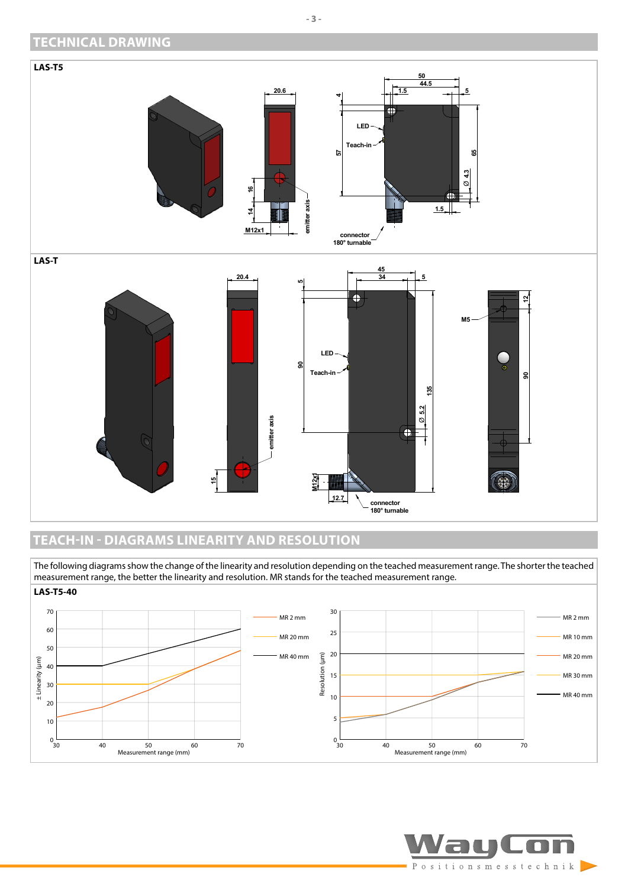## TECHNICAL DRAWING

**LAS-T5**

20.6

50

44.5

1.5

5

4

LED

Teach-in

57

65

Ø 4.3

1.5

16

14

M12x1

emitter axis

connector 180° turnable

**LAS-T**

20.4

45

34

5

5

LED

Teach-in

90

135

Ø 5.2

M5

12

90

emitter axis

15

M12x1

12.7

connector 180° turnable

## TEACH-IN - DIAGRAMS LINEARITY AND RESOLUTION

The following diagrams show the change of the linearity and resolution depending on the teached measurement range. The shorter the teached measurement range, the better the linearity and resolution. MR stands for the teached measurement range.

**LAS-T5-40**

± Linearity (µm): 0, 10, 20, 30, 40, 50, 60, 70

Measurement range (mm): 30, 40, 50, 60, 70

MR 2 mm

MR 20 mm

MR 40 mm

Resolution (µm): 0, 5, 10, 15, 20, 25, 30

Measurement range (mm): 30, 40, 50, 60, 70

MR 2 mm

MR 10 mm

MR 20 mm

MR 30 mm

MR 40 mm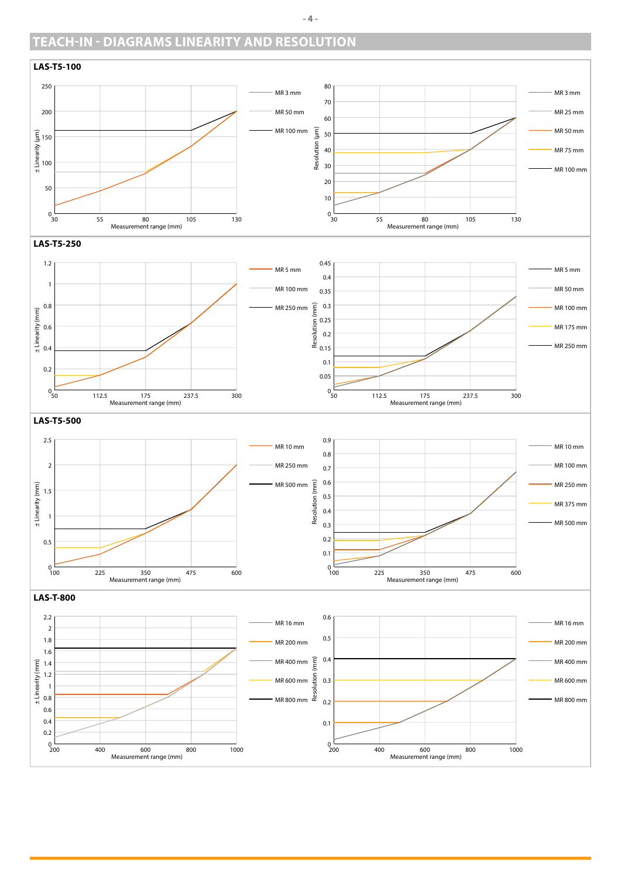## TEACH-IN - DIAGRAMS LINEARITY AND RESOLUTION

### LAS-T5-100

± Linearity (µm) vs. Measurement range (mm)

Y-axis: 0, 50, 100, 150, 200, 250
X-axis: 30, 55, 80, 105, 130

Legend: MR 3 mm, MR 50 mm, MR 100 mm

Resolution (µm) vs. Measurement range (mm)

Y-axis: 0, 10, 20, 30, 40, 50, 60, 70, 80
X-axis: 30, 55, 80, 105, 130

Legend: MR 3 mm, MR 25 mm, MR 50 mm, MR 75 mm, MR 100 mm

### LAS-T5-250

± Linearity (mm) vs. Measurement range (mm)

Y-axis: 0, 0.2, 0.4, 0.6, 0.8, 1, 1.2
X-axis: 50, 112.5, 175, 237.5, 300

Legend: MR 5 mm, MR 100 mm, MR 250 mm

Resolution (mm) vs. Measurement range (mm)

Y-axis: 0, 0.05, 0.1, 0.15, 0.2, 0.25, 0.3, 0.35, 0.4, 0.45
X-axis: 50, 112.5, 175, 237.5, 300

Legend: MR 5 mm, MR 50 mm, MR 100 mm, MR 175 mm, MR 250 mm

### LAS-T5-500

± Linearity (mm) vs. Measurement range (mm)

Y-axis: 0, 0.5, 1, 1.5, 2, 2.5
X-axis: 100, 225, 350, 475, 600

Legend: MR 10 mm, MR 250 mm, MR 500 mm

Resolution (mm) vs. Measurement range (mm)

Y-axis: 0, 0.1, 0.2, 0.3, 0.4, 0.5, 0.6, 0.7, 0.8, 0.9
X-axis: 100, 225, 350, 475, 600

Legend: MR 10 mm, MR 100 mm, MR 250 mm, MR 375 mm, MR 500 mm

### LAS-T-800

± Linearity (mm) vs. Measurement range (mm)

Y-axis: 0, 0.2, 0.4, 0.6, 0.8, 1, 1.2, 1.4, 1.6, 1.8, 2, 2.2
X-axis: 200, 400, 600, 800, 1000

Legend: MR 16 mm, MR 200 mm, MR 400 mm, MR 600 mm, MR 800 mm

Resolution (mm) vs. Measurement range (mm)

Y-axis: 0, 0.1, 0.2, 0.3, 0.4, 0.5, 0.6
X-axis: 200, 400, 600, 800, 1000

Legend: MR 16 mm, MR 200 mm, MR 400 mm, MR 600 mm, MR 800 mm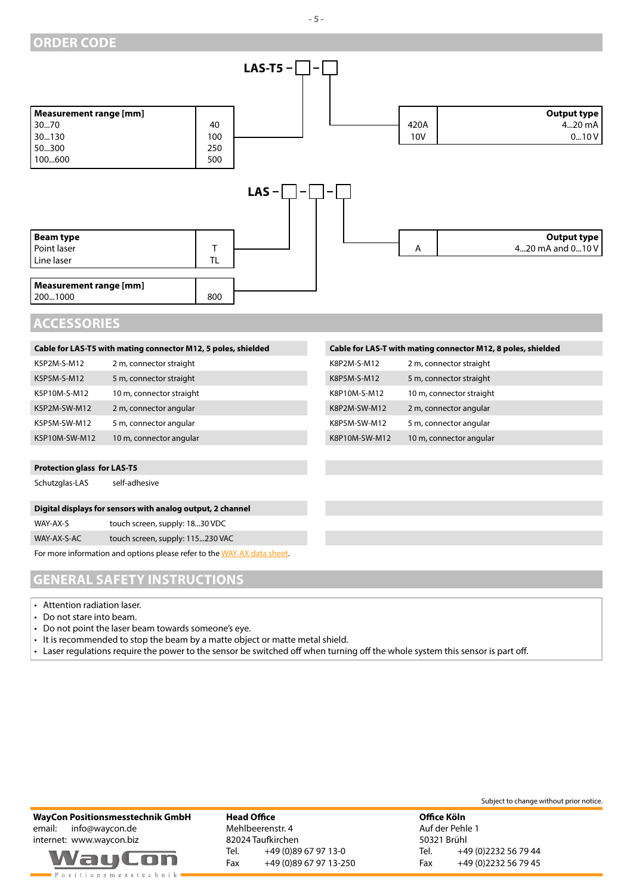## ORDER CODE

**LAS-T5 – [ ] – [ ]**

| **Measurement range [mm]** | |
|---|---|
| 30...70 | 40 |
| 30...130 | 100 |
| 50...300 | 250 |
| 100...600 | 500 |

| | **Output type** |
|---|---|
| 420A | 4...20 mA |
| 10V | 0...10 V |

**LAS – [ ] – [ ] – [ ]**

| **Beam type** | |
|---|---|
| Point laser | T |
| Line laser | TL |

| **Measurement range [mm]** | |
|---|---|
| 200...1000 | 800 |

| | **Output type** |
|---|---|
| A | 4...20 mA and 0...10 V |

## ACCESSORIES

| **Cable for LAS-T5 with mating connector M12, 5 poles, shielded** | |
|---|---|
| K5P2M-S-M12 | 2 m, connector straight |
| K5P5M-S-M12 | 5 m, connector straight |
| K5P10M-S-M12 | 10 m, connector straight |
| K5P2M-SW-M12 | 2 m, connector angular |
| K5P5M-SW-M12 | 5 m, connector angular |
| K5P10M-SW-M12 | 10 m, connector angular |

| **Cable for LAS-T with mating connector M12, 8 poles, shielded** | |
|---|---|
| K8P2M-S-M12 | 2 m, connector straight |
| K8P5M-S-M12 | 5 m, connector straight |
| K8P10M-S-M12 | 10 m, connector straight |
| K8P2M-SW-M12 | 2 m, connector angular |
| K8P5M-SW-M12 | 5 m, connector angular |
| K8P10M-SW-M12 | 10 m, connector angular |

| **Protection glass for LAS-T5** | |
|---|---|
| Schutzglas-LAS | self-adhesive |

| **Digital displays for sensors with analog output, 2 channel** | |
|---|---|
| WAY-AX-S | touch screen, supply: 18...30 VDC |
| WAY-AX-S-AC | touch screen, supply: 115...230 VAC |

For more information and options please refer to the WAY-AX data sheet.

## GENERAL SAFETY INSTRUCTIONS

- Attention radiation laser.
- Do not stare into beam.
- Do not point the laser beam towards someone's eye.
- It is recommended to stop the beam by a matte object or matte metal shield.
- Laser regulations require the power to the sensor be switched off when turning off the whole system this sensor is part off.

Subject to change without prior notice.

**WayCon Positionsmesstechnik GmbH**
email: info@waycon.de
internet: www.waycon.biz

**Head Office**
Mehlbeerenstr. 4
82024 Taufkirchen
Tel. +49 (0)89 67 97 13-0
Fax +49 (0)89 67 97 13-250

**Office Köln**
Auf der Pehle 1
50321 Brühl
Tel. +49 (0)2232 56 79 44
Fax +49 (0)2232 56 79 45